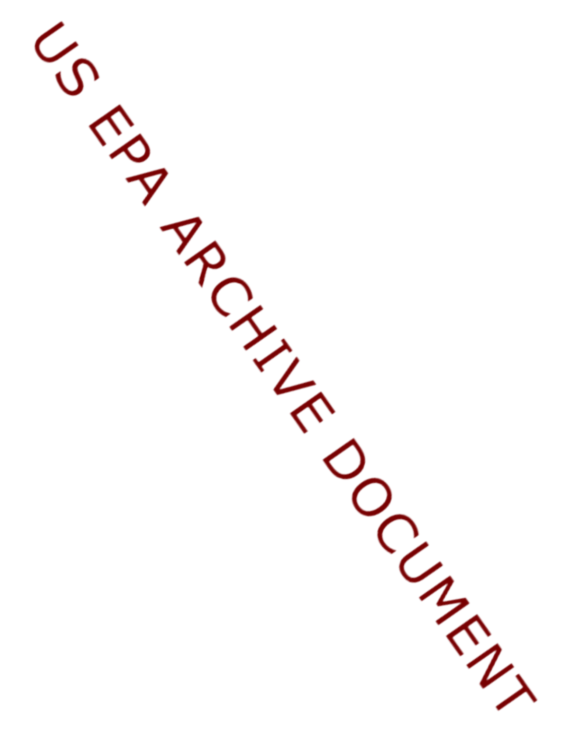US EPA ARCHIVE DOCUMENT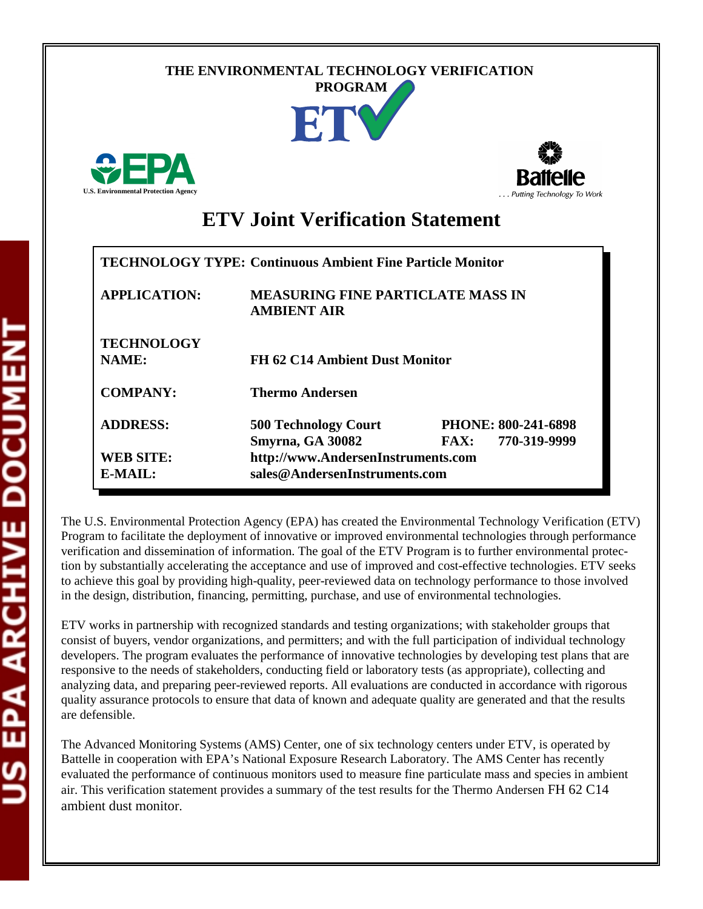THE ENVIRONMENTAL TECHNOLOGY VERIFICATION PROGRAM

# ETV Joint Verification Statement

| | |
|---|---|
| **TECHNOLOGY TYPE:** | **Continuous Ambient Fine Particle Monitor** |
| **APPLICATION:** | **MEASURING FINE PARTICLATE MASS IN AMBIENT AIR** |
| **TECHNOLOGY NAME:** | **FH 62 C14 Ambient Dust Monitor** |
| **COMPANY:** | **Thermo Andersen** |
| **ADDRESS:** | **500 Technology Court Smyrna, GA 30082** — **PHONE: 800-241-6898** **FAX: 770-319-9999** |
| **WEB SITE:** | **http://www.AndersenInstruments.com** |
| **E-MAIL:** | **sales@AndersenInstruments.com** |

The U.S. Environmental Protection Agency (EPA) has created the Environmental Technology Verification (ETV) Program to facilitate the deployment of innovative or improved environmental technologies through performance verification and dissemination of information. The goal of the ETV Program is to further environmental protection by substantially accelerating the acceptance and use of improved and cost-effective technologies. ETV seeks to achieve this goal by providing high-quality, peer-reviewed data on technology performance to those involved in the design, distribution, financing, permitting, purchase, and use of environmental technologies.

ETV works in partnership with recognized standards and testing organizations; with stakeholder groups that consist of buyers, vendor organizations, and permitters; and with the full participation of individual technology developers. The program evaluates the performance of innovative technologies by developing test plans that are responsive to the needs of stakeholders, conducting field or laboratory tests (as appropriate), collecting and analyzing data, and preparing peer-reviewed reports. All evaluations are conducted in accordance with rigorous quality assurance protocols to ensure that data of known and adequate quality are generated and that the results are defensible.

The Advanced Monitoring Systems (AMS) Center, one of six technology centers under ETV, is operated by Battelle in cooperation with EPA's National Exposure Research Laboratory. The AMS Center has recently evaluated the performance of continuous monitors used to measure fine particulate mass and species in ambient air. This verification statement provides a summary of the test results for the Thermo Andersen FH 62 C14 ambient dust monitor.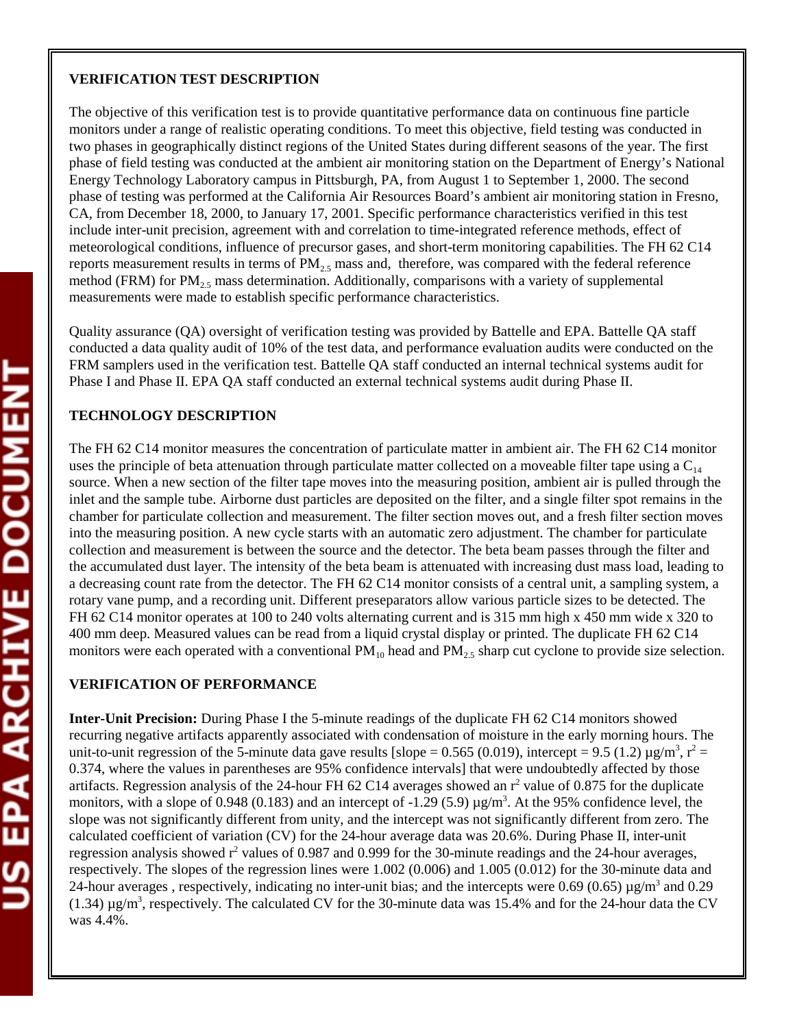**VERIFICATION TEST DESCRIPTION**

The objective of this verification test is to provide quantitative performance data on continuous fine particle monitors under a range of realistic operating conditions. To meet this objective, field testing was conducted in two phases in geographically distinct regions of the United States during different seasons of the year. The first phase of field testing was conducted at the ambient air monitoring station on the Department of Energy's National Energy Technology Laboratory campus in Pittsburgh, PA, from August 1 to September 1, 2000. The second phase of testing was performed at the California Air Resources Board's ambient air monitoring station in Fresno, CA, from December 18, 2000, to January 17, 2001. Specific performance characteristics verified in this test include inter-unit precision, agreement with and correlation to time-integrated reference methods, effect of meteorological conditions, influence of precursor gases, and short-term monitoring capabilities. The FH 62 C14 reports measurement results in terms of $PM_{2.5}$ mass and, therefore, was compared with the federal reference method (FRM) for $PM_{2.5}$ mass determination. Additionally, comparisons with a variety of supplemental measurements were made to establish specific performance characteristics.

Quality assurance (QA) oversight of verification testing was provided by Battelle and EPA. Battelle QA staff conducted a data quality audit of 10% of the test data, and performance evaluation audits were conducted on the FRM samplers used in the verification test. Battelle QA staff conducted an internal technical systems audit for Phase I and Phase II. EPA QA staff conducted an external technical systems audit during Phase II.

**TECHNOLOGY DESCRIPTION**

The FH 62 C14 monitor measures the concentration of particulate matter in ambient air. The FH 62 C14 monitor uses the principle of beta attenuation through particulate matter collected on a moveable filter tape using a $C_{14}$ source. When a new section of the filter tape moves into the measuring position, ambient air is pulled through the inlet and the sample tube. Airborne dust particles are deposited on the filter, and a single filter spot remains in the chamber for particulate collection and measurement. The filter section moves out, and a fresh filter section moves into the measuring position. A new cycle starts with an automatic zero adjustment. The chamber for particulate collection and measurement is between the source and the detector. The beta beam passes through the filter and the accumulated dust layer. The intensity of the beta beam is attenuated with increasing dust mass load, leading to a decreasing count rate from the detector. The FH 62 C14 monitor consists of a central unit, a sampling system, a rotary vane pump, and a recording unit. Different preseparators allow various particle sizes to be detected. The FH 62 C14 monitor operates at 100 to 240 volts alternating current and is 315 mm high x 450 mm wide x 320 to 400 mm deep. Measured values can be read from a liquid crystal display or printed. The duplicate FH 62 C14 monitors were each operated with a conventional $PM_{10}$ head and $PM_{2.5}$ sharp cut cyclone to provide size selection.

**VERIFICATION OF PERFORMANCE**

**Inter-Unit Precision:** During Phase I the 5-minute readings of the duplicate FH 62 C14 monitors showed recurring negative artifacts apparently associated with condensation of moisture in the early morning hours. The unit-to-unit regression of the 5-minute data gave results [slope = 0.565 (0.019), intercept = 9.5 (1.2) µg/m$^3$, $r^2$ = 0.374, where the values in parentheses are 95% confidence intervals] that were undoubtedly affected by those artifacts. Regression analysis of the 24-hour FH 62 C14 averages showed an $r^2$ value of 0.875 for the duplicate monitors, with a slope of 0.948 (0.183) and an intercept of -1.29 (5.9) µg/m$^3$. At the 95% confidence level, the slope was not significantly different from unity, and the intercept was not significantly different from zero. The calculated coefficient of variation (CV) for the 24-hour average data was 20.6%. During Phase II, inter-unit regression analysis showed $r^2$ values of 0.987 and 0.999 for the 30-minute readings and the 24-hour averages, respectively. The slopes of the regression lines were 1.002 (0.006) and 1.005 (0.012) for the 30-minute data and 24-hour averages , respectively, indicating no inter-unit bias; and the intercepts were 0.69 (0.65) µg/m$^3$ and 0.29 (1.34) µg/m$^3$, respectively. The calculated CV for the 30-minute data was 15.4% and for the 24-hour data the CV was 4.4%.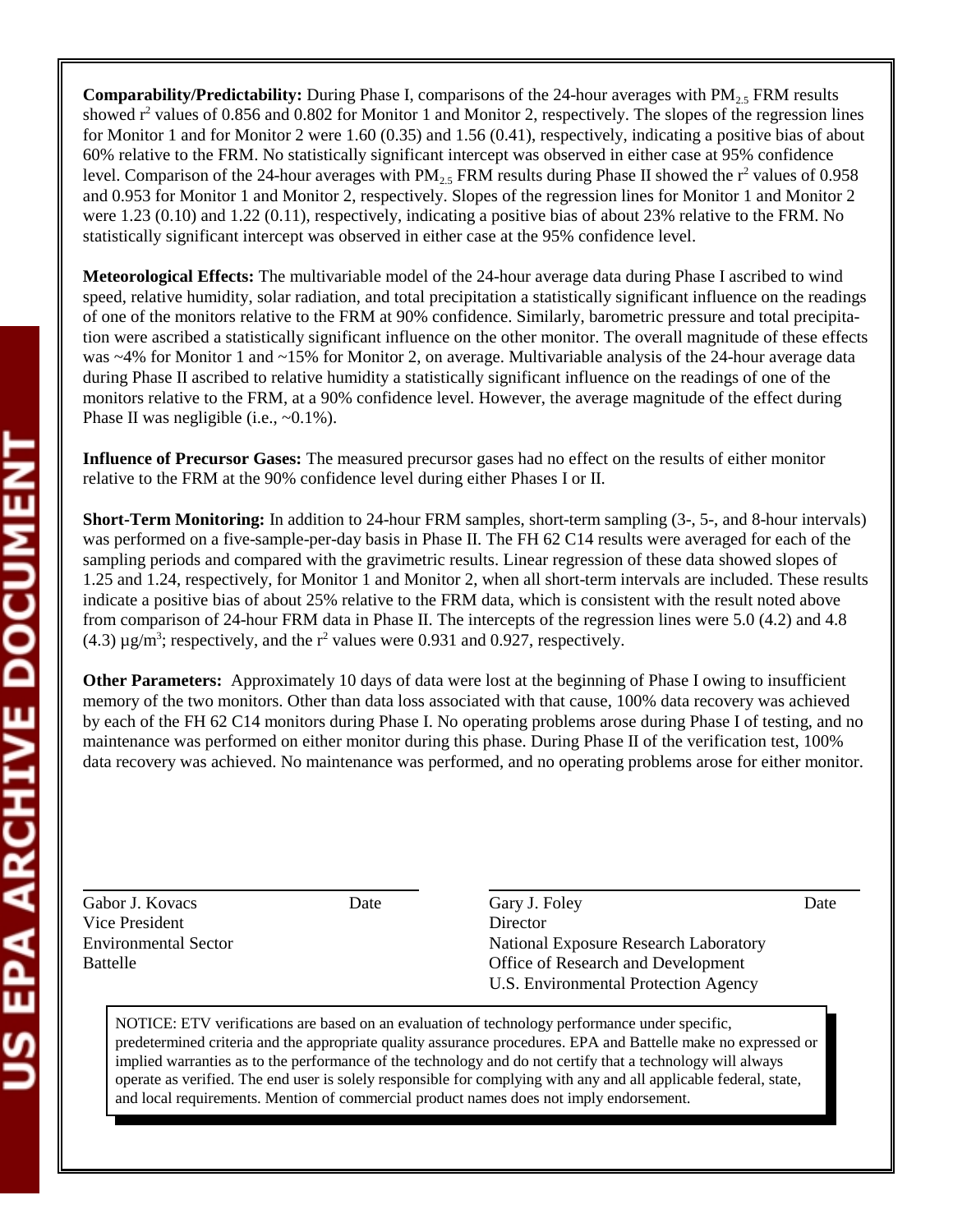**Comparability/Predictability:** During Phase I, comparisons of the 24-hour averages with $PM_{2.5}$ FRM results showed $r^2$ values of 0.856 and 0.802 for Monitor 1 and Monitor 2, respectively. The slopes of the regression lines for Monitor 1 and for Monitor 2 were 1.60 (0.35) and 1.56 (0.41), respectively, indicating a positive bias of about 60% relative to the FRM. No statistically significant intercept was observed in either case at 95% confidence level. Comparison of the 24-hour averages with $PM_{2.5}$ FRM results during Phase II showed the $r^2$ values of 0.958 and 0.953 for Monitor 1 and Monitor 2, respectively. Slopes of the regression lines for Monitor 1 and Monitor 2 were 1.23 (0.10) and 1.22 (0.11), respectively, indicating a positive bias of about 23% relative to the FRM. No statistically significant intercept was observed in either case at the 95% confidence level.

**Meteorological Effects:** The multivariable model of the 24-hour average data during Phase I ascribed to wind speed, relative humidity, solar radiation, and total precipitation a statistically significant influence on the readings of one of the monitors relative to the FRM at 90% confidence. Similarly, barometric pressure and total precipitation were ascribed a statistically significant influence on the other monitor. The overall magnitude of these effects was ~4% for Monitor 1 and ~15% for Monitor 2, on average. Multivariable analysis of the 24-hour average data during Phase II ascribed to relative humidity a statistically significant influence on the readings of one of the monitors relative to the FRM, at a 90% confidence level. However, the average magnitude of the effect during Phase II was negligible (i.e., ~0.1%).

**Influence of Precursor Gases:** The measured precursor gases had no effect on the results of either monitor relative to the FRM at the 90% confidence level during either Phases I or II.

**Short-Term Monitoring:** In addition to 24-hour FRM samples, short-term sampling (3-, 5-, and 8-hour intervals) was performed on a five-sample-per-day basis in Phase II. The FH 62 C14 results were averaged for each of the sampling periods and compared with the gravimetric results. Linear regression of these data showed slopes of 1.25 and 1.24, respectively, for Monitor 1 and Monitor 2, when all short-term intervals are included. These results indicate a positive bias of about 25% relative to the FRM data, which is consistent with the result noted above from comparison of 24-hour FRM data in Phase II. The intercepts of the regression lines were 5.0 (4.2) and 4.8 (4.3) $\mu g/m^3$; respectively, and the $r^2$ values were 0.931 and 0.927, respectively.

**Other Parameters:** Approximately 10 days of data were lost at the beginning of Phase I owing to insufficient memory of the two monitors. Other than data loss associated with that cause, 100% data recovery was achieved by each of the FH 62 C14 monitors during Phase I. No operating problems arose during Phase I of testing, and no maintenance was performed on either monitor during this phase. During Phase II of the verification test, 100% data recovery was achieved. No maintenance was performed, and no operating problems arose for either monitor.

Gabor J. Kovacs — Date
Vice President
Environmental Sector
Battelle

Gary J. Foley — Date
Director
National Exposure Research Laboratory
Office of Research and Development
U.S. Environmental Protection Agency

NOTICE: ETV verifications are based on an evaluation of technology performance under specific, predetermined criteria and the appropriate quality assurance procedures. EPA and Battelle make no expressed or implied warranties as to the performance of the technology and do not certify that a technology will always operate as verified. The end user is solely responsible for complying with any and all applicable federal, state, and local requirements. Mention of commercial product names does not imply endorsement.